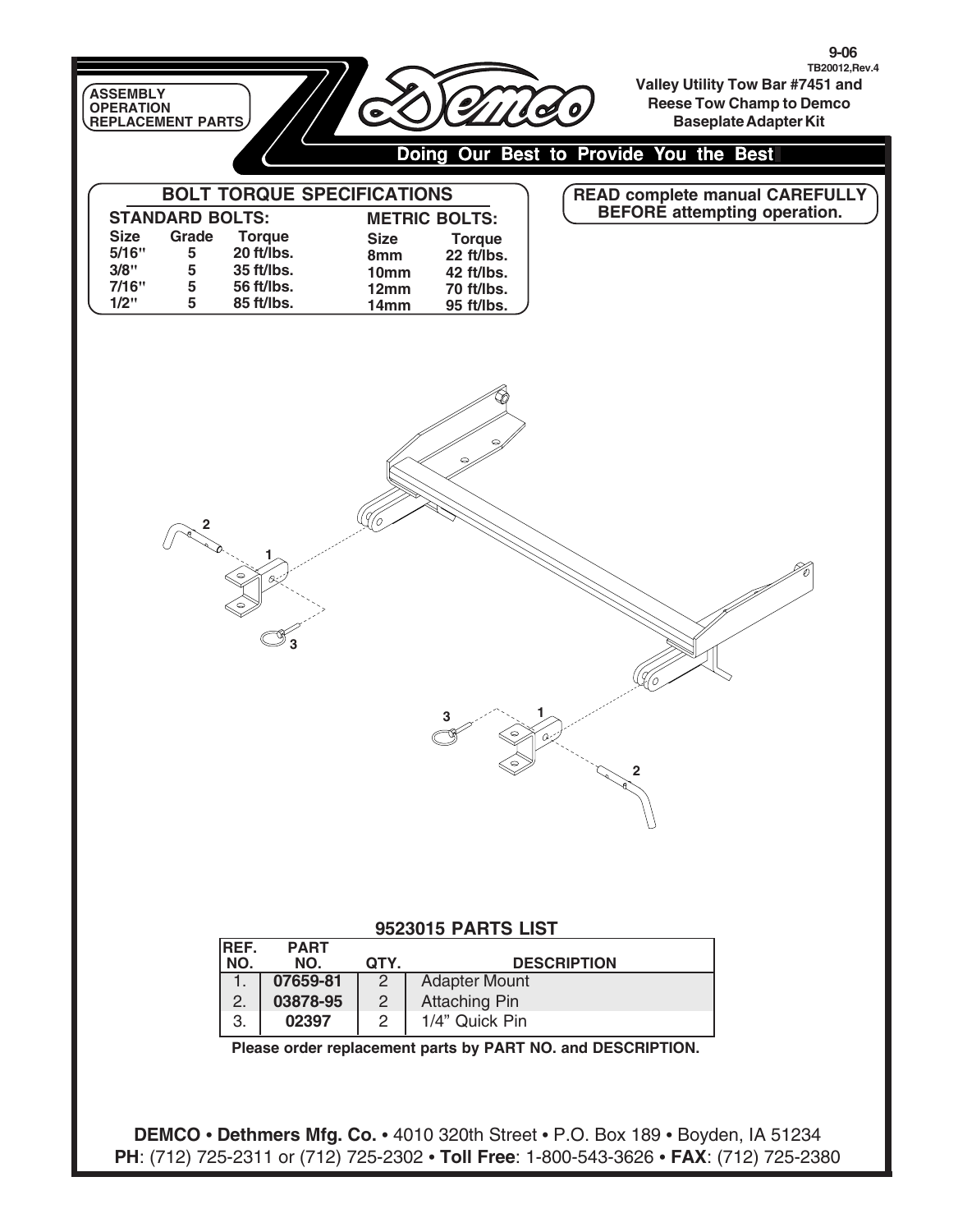9-06
TB20012,Rev.4

ASSEMBLY
OPERATION
REPLACEMENT PARTS

# Demco

**Valley Utility Tow Bar #7451 and Reese Tow Champ to Demco Baseplate Adapter Kit**

**Doing Our Best to Provide You the Best**

## BOLT TORQUE SPECIFICATIONS

**STANDARD BOLTS:**

| Size | Grade | Torque |
|---|---|---|
| 5/16" | 5 | 20 ft/lbs. |
| 3/8" | 5 | 35 ft/lbs. |
| 7/16" | 5 | 56 ft/lbs. |
| 1/2" | 5 | 85 ft/lbs. |

**METRIC BOLTS:**

| Size | Torque |
|---|---|
| 8mm | 22 ft/lbs. |
| 10mm | 42 ft/lbs. |
| 12mm | 70 ft/lbs. |
| 14mm | 95 ft/lbs. |

**READ complete manual CAREFULLY BEFORE attempting operation.**

2

1

3

3

1

2

## 9523015 PARTS LIST

| REF. NO. | PART NO. | QTY. | DESCRIPTION |
|---|---|---|---|
| 1. | **07659-81** | 2 | Adapter Mount |
| 2. | **03878-95** | 2 | Attaching Pin |
| 3. | **02397** | 2 | 1/4" Quick Pin |

**Please order replacement parts by PART NO. and DESCRIPTION.**

**DEMCO • Dethmers Mfg. Co.** • 4010 320th Street • P.O. Box 189 • Boyden, IA 51234
**PH**: (712) 725-2311 or (712) 725-2302 • **Toll Free**: 1-800-543-3626 • **FAX**: (712) 725-2380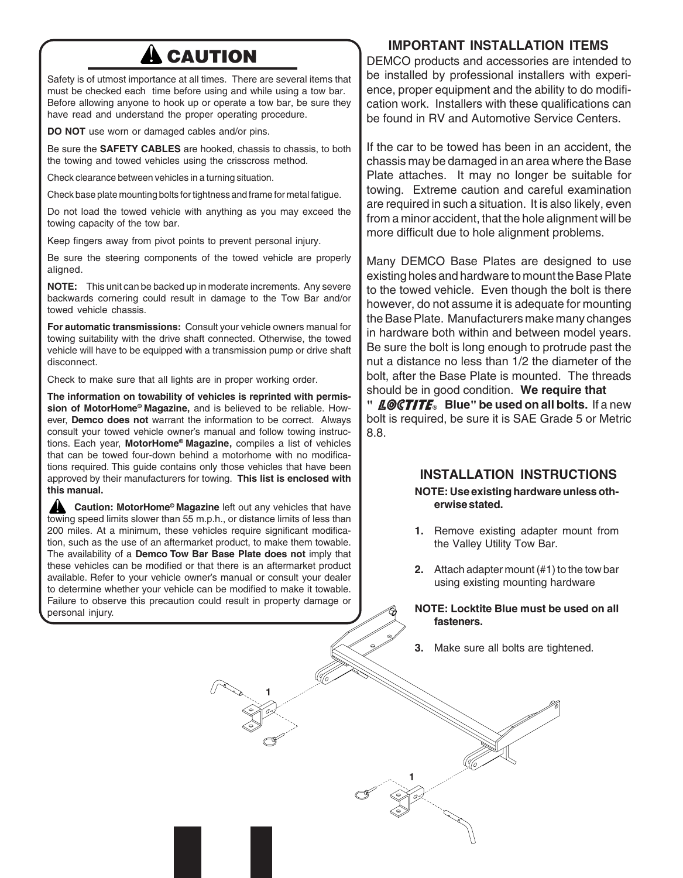## ⚠ CAUTION

Safety is of utmost importance at all times. There are several items that must be checked each time before using and while using a tow bar. Before allowing anyone to hook up or operate a tow bar, be sure they have read and understand the proper operating procedure.

**DO NOT** use worn or damaged cables and/or pins.

Be sure the **SAFETY CABLES** are hooked, chassis to chassis, to both the towing and towed vehicles using the crisscross method.

Check clearance between vehicles in a turning situation.

Check base plate mounting bolts for tightness and frame for metal fatigue.

Do not load the towed vehicle with anything as you may exceed the towing capacity of the tow bar.

Keep fingers away from pivot points to prevent personal injury.

Be sure the steering components of the towed vehicle are properly aligned.

**NOTE:** This unit can be backed up in moderate increments. Any severe backwards cornering could result in damage to the Tow Bar and/or towed vehicle chassis.

**For automatic transmissions:** Consult your vehicle owners manual for towing suitability with the drive shaft connected. Otherwise, the towed vehicle will have to be equipped with a transmission pump or drive shaft disconnect.

Check to make sure that all lights are in proper working order.

**The information on towability of vehicles is reprinted with permission of MotorHome® Magazine,** and is believed to be reliable. However, **Demco does not** warrant the information to be correct. Always consult your towed vehicle owner's manual and follow towing instructions. Each year, **MotorHome® Magazine,** compiles a list of vehicles that can be towed four-down behind a motorhome with no modifications required. This guide contains only those vehicles that have been approved by their manufacturers for towing. **This list is enclosed with this manual.**

⚠ **Caution: MotorHome® Magazine** left out any vehicles that have towing speed limits slower than 55 m.p.h., or distance limits of less than 200 miles. At a minimum, these vehicles require significant modification, such as the use of an aftermarket product, to make them towable. The availability of a **Demco Tow Bar Base Plate does not** imply that these vehicles can be modified or that there is an aftermarket product available. Refer to your vehicle owner's manual or consult your dealer to determine whether your vehicle can be modified to make it towable. Failure to observe this precaution could result in property damage or personal injury.

## IMPORTANT INSTALLATION ITEMS

DEMCO products and accessories are intended to be installed by professional installers with experience, proper equipment and the ability to do modification work. Installers with these qualifications can be found in RV and Automotive Service Centers.

If the car to be towed has been in an accident, the chassis may be damaged in an area where the Base Plate attaches. It may no longer be suitable for towing. Extreme caution and careful examination are required in such a situation. It is also likely, even from a minor accident, that the hole alignment will be more difficult due to hole alignment problems.

Many DEMCO Base Plates are designed to use existing holes and hardware to mount the Base Plate to the towed vehicle. Even though the bolt is there however, do not assume it is adequate for mounting the Base Plate. Manufacturers make many changes in hardware both within and between model years. Be sure the bolt is long enough to protrude past the nut a distance no less than 1/2 the diameter of the bolt, after the Base Plate is mounted. The threads should be in good condition. **We require that "LOCTITE® Blue" be used on all bolts.** If a new bolt is required, be sure it is SAE Grade 5 or Metric 8.8.

## INSTALLATION INSTRUCTIONS

**NOTE: Use existing hardware unless otherwise stated.**

1. Remove existing adapter mount from the Valley Utility Tow Bar.
2. Attach adapter mount (#1) to the tow bar using existing mounting hardware

**NOTE: Locktite Blue must be used on all fasteners.**

3. Make sure all bolts are tightened.

1

1